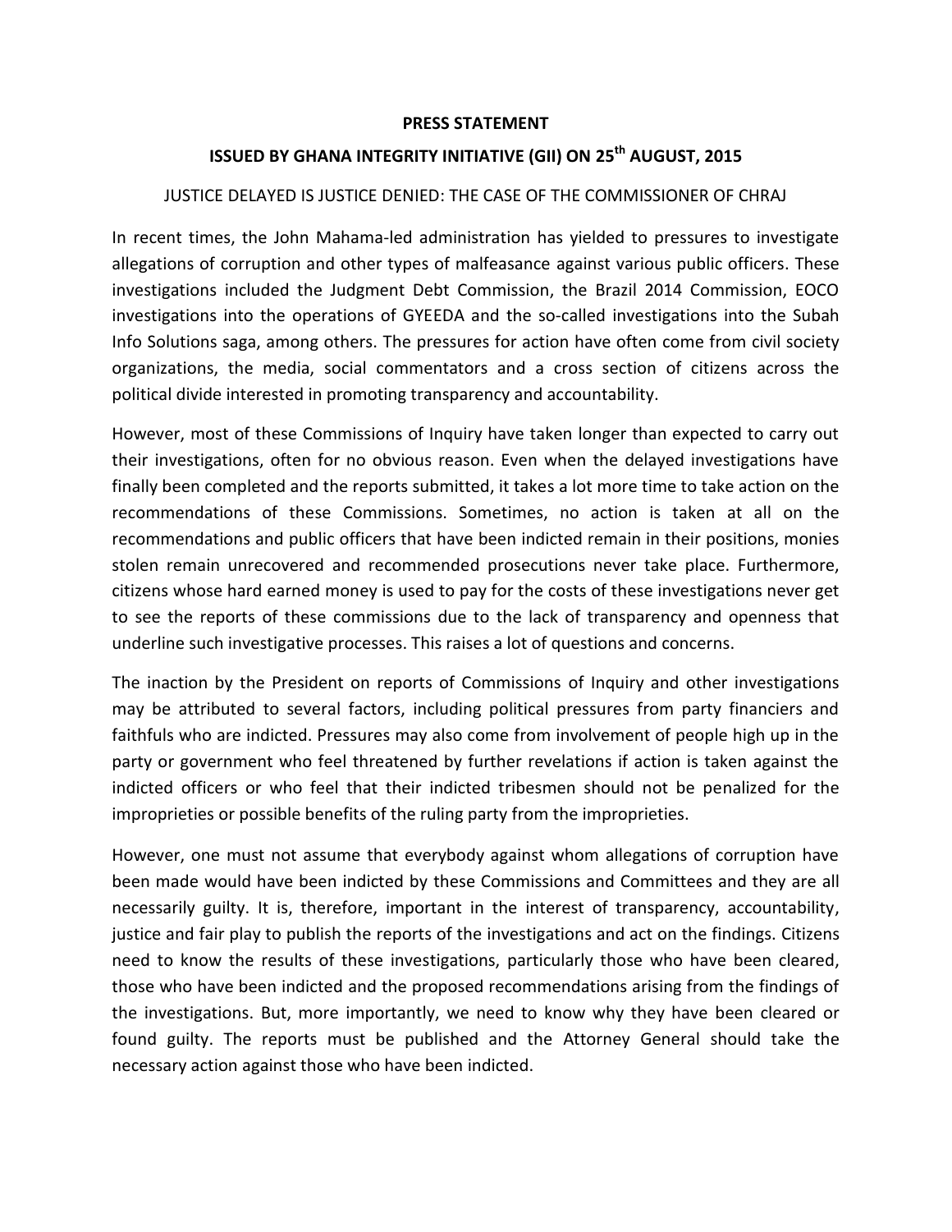**PRESS STATEMENT**

**ISSUED BY GHANA INTEGRITY INITIATIVE (GII) ON 25th AUGUST, 2015**

JUSTICE DELAYED IS JUSTICE DENIED: THE CASE OF THE COMMISSIONER OF CHRAJ

In recent times, the John Mahama-led administration has yielded to pressures to investigate allegations of corruption and other types of malfeasance against various public officers. These investigations included the Judgment Debt Commission, the Brazil 2014 Commission, EOCO investigations into the operations of GYEEDA and the so-called investigations into the Subah Info Solutions saga, among others. The pressures for action have often come from civil society organizations, the media, social commentators and a cross section of citizens across the political divide interested in promoting transparency and accountability.

However, most of these Commissions of Inquiry have taken longer than expected to carry out their investigations, often for no obvious reason. Even when the delayed investigations have finally been completed and the reports submitted, it takes a lot more time to take action on the recommendations of these Commissions. Sometimes, no action is taken at all on the recommendations and public officers that have been indicted remain in their positions, monies stolen remain unrecovered and recommended prosecutions never take place. Furthermore, citizens whose hard earned money is used to pay for the costs of these investigations never get to see the reports of these commissions due to the lack of transparency and openness that underline such investigative processes. This raises a lot of questions and concerns.

The inaction by the President on reports of Commissions of Inquiry and other investigations may be attributed to several factors, including political pressures from party financiers and faithfuls who are indicted. Pressures may also come from involvement of people high up in the party or government who feel threatened by further revelations if action is taken against the indicted officers or who feel that their indicted tribesmen should not be penalized for the improprieties or possible benefits of the ruling party from the improprieties.

However, one must not assume that everybody against whom allegations of corruption have been made would have been indicted by these Commissions and Committees and they are all necessarily guilty. It is, therefore, important in the interest of transparency, accountability, justice and fair play to publish the reports of the investigations and act on the findings. Citizens need to know the results of these investigations, particularly those who have been cleared, those who have been indicted and the proposed recommendations arising from the findings of the investigations. But, more importantly, we need to know why they have been cleared or found guilty. The reports must be published and the Attorney General should take the necessary action against those who have been indicted.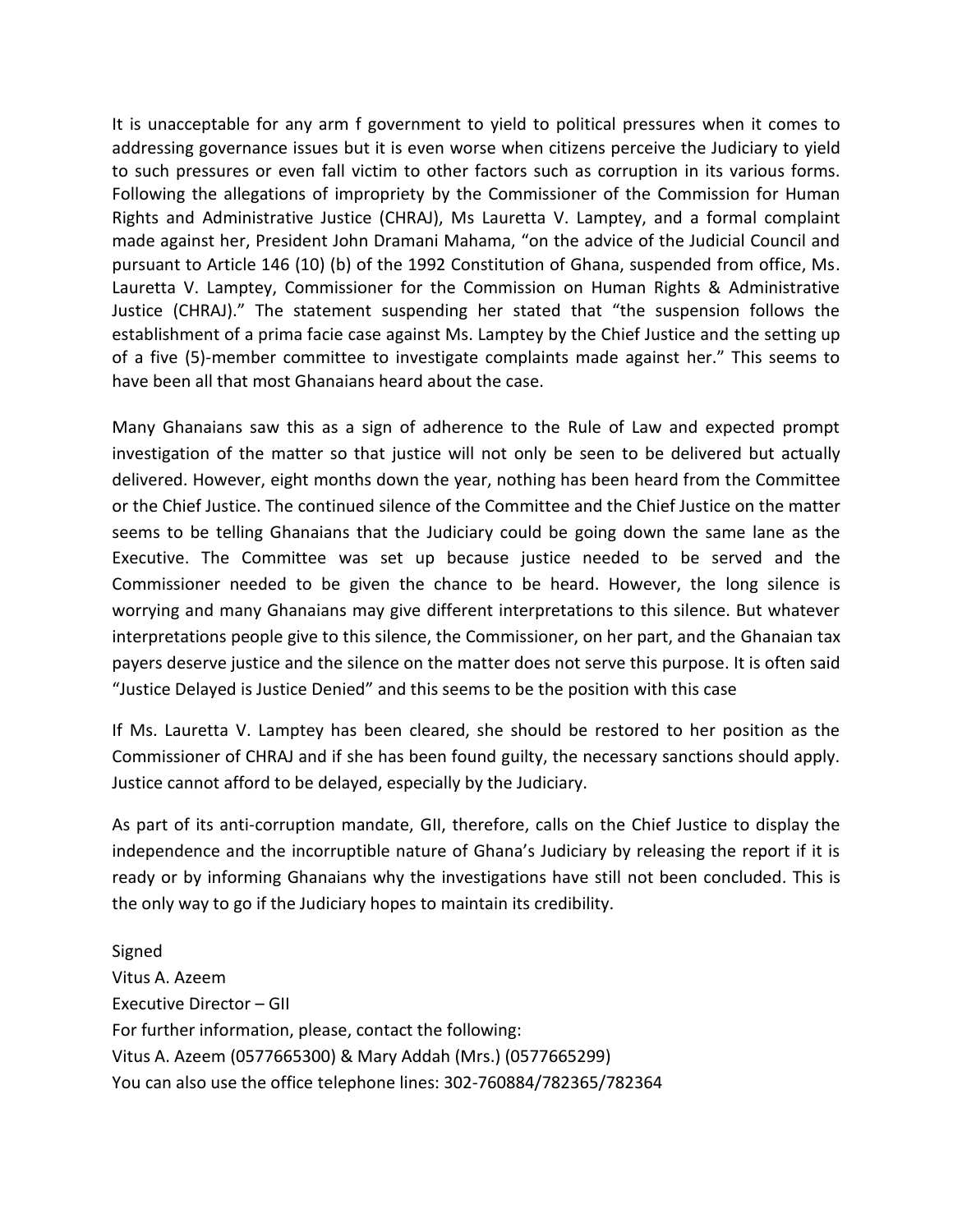It is unacceptable for any arm f government to yield to political pressures when it comes to addressing governance issues but it is even worse when citizens perceive the Judiciary to yield to such pressures or even fall victim to other factors such as corruption in its various forms. Following the allegations of impropriety by the Commissioner of the Commission for Human Rights and Administrative Justice (CHRAJ), Ms Lauretta V. Lamptey, and a formal complaint made against her, President John Dramani Mahama, "on the advice of the Judicial Council and pursuant to Article 146 (10) (b) of the 1992 Constitution of Ghana, suspended from office, Ms. Lauretta V. Lamptey, Commissioner for the Commission on Human Rights & Administrative Justice (CHRAJ)." The statement suspending her stated that "the suspension follows the establishment of a prima facie case against Ms. Lamptey by the Chief Justice and the setting up of a five (5)-member committee to investigate complaints made against her." This seems to have been all that most Ghanaians heard about the case.

Many Ghanaians saw this as a sign of adherence to the Rule of Law and expected prompt investigation of the matter so that justice will not only be seen to be delivered but actually delivered. However, eight months down the year, nothing has been heard from the Committee or the Chief Justice. The continued silence of the Committee and the Chief Justice on the matter seems to be telling Ghanaians that the Judiciary could be going down the same lane as the Executive. The Committee was set up because justice needed to be served and the Commissioner needed to be given the chance to be heard. However, the long silence is worrying and many Ghanaians may give different interpretations to this silence. But whatever interpretations people give to this silence, the Commissioner, on her part, and the Ghanaian tax payers deserve justice and the silence on the matter does not serve this purpose. It is often said "Justice Delayed is Justice Denied" and this seems to be the position with this case

If Ms. Lauretta V. Lamptey has been cleared, she should be restored to her position as the Commissioner of CHRAJ and if she has been found guilty, the necessary sanctions should apply. Justice cannot afford to be delayed, especially by the Judiciary.

As part of its anti-corruption mandate, GII, therefore, calls on the Chief Justice to display the independence and the incorruptible nature of Ghana's Judiciary by releasing the report if it is ready or by informing Ghanaians why the investigations have still not been concluded. This is the only way to go if the Judiciary hopes to maintain its credibility.

Signed
Vitus A. Azeem
Executive Director – GII
For further information, please, contact the following:
Vitus A. Azeem (0577665300) & Mary Addah (Mrs.) (0577665299)
You can also use the office telephone lines: 302-760884/782365/782364